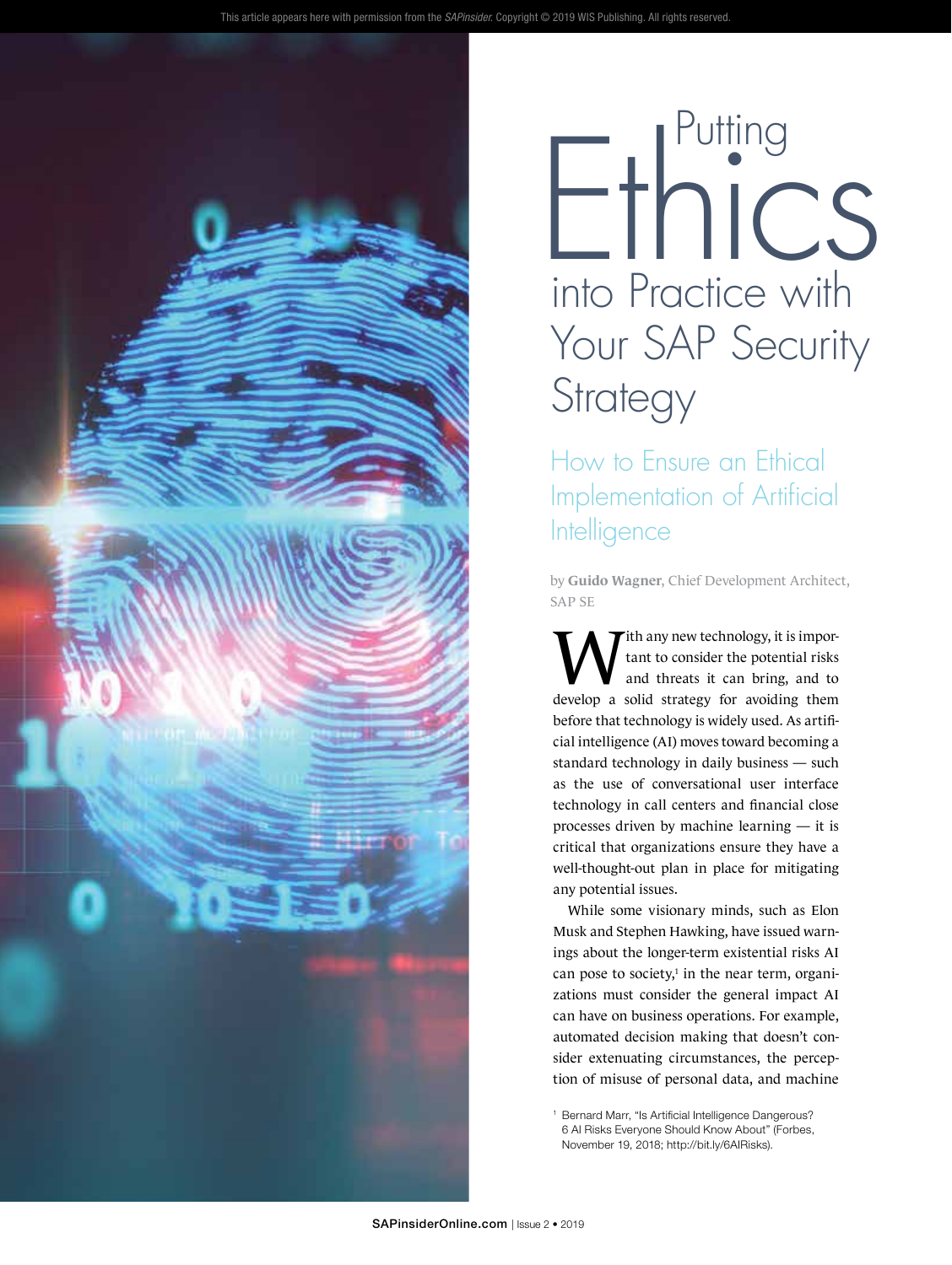This article appears here with permission from the *SAPinsider.* Copyright © 2019 WIS Publishing. All rights reserved.

# Putting Ethics into Practice with Your SAP Security Strategy

## How to Ensure an Ethical Implementation of Artificial Intelligence

by **Guido Wagner**, Chief Development Architect, SAP SE

With any new technology, it is important to consider the potential risks and threats it can bring, and to develop a solid strategy for avoiding them before that technology is widely used. As artificial intelligence (AI) moves toward becoming a standard technology in daily business — such as the use of conversational user interface technology in call centers and financial close processes driven by machine learning — it is critical that organizations ensure they have a well-thought-out plan in place for mitigating any potential issues.

While some visionary minds, such as Elon Musk and Stephen Hawking, have issued warnings about the longer-term existential risks AI can pose to society,[1] in the near term, organizations must consider the general impact AI can have on business operations. For example, automated decision making that doesn't consider extenuating circumstances, the perception of misuse of personal data, and machine

[1] Bernard Marr, "Is Artificial Intelligence Dangerous? 6 AI Risks Everyone Should Know About" (Forbes, November 19, 2018; http://bit.ly/6AIRisks).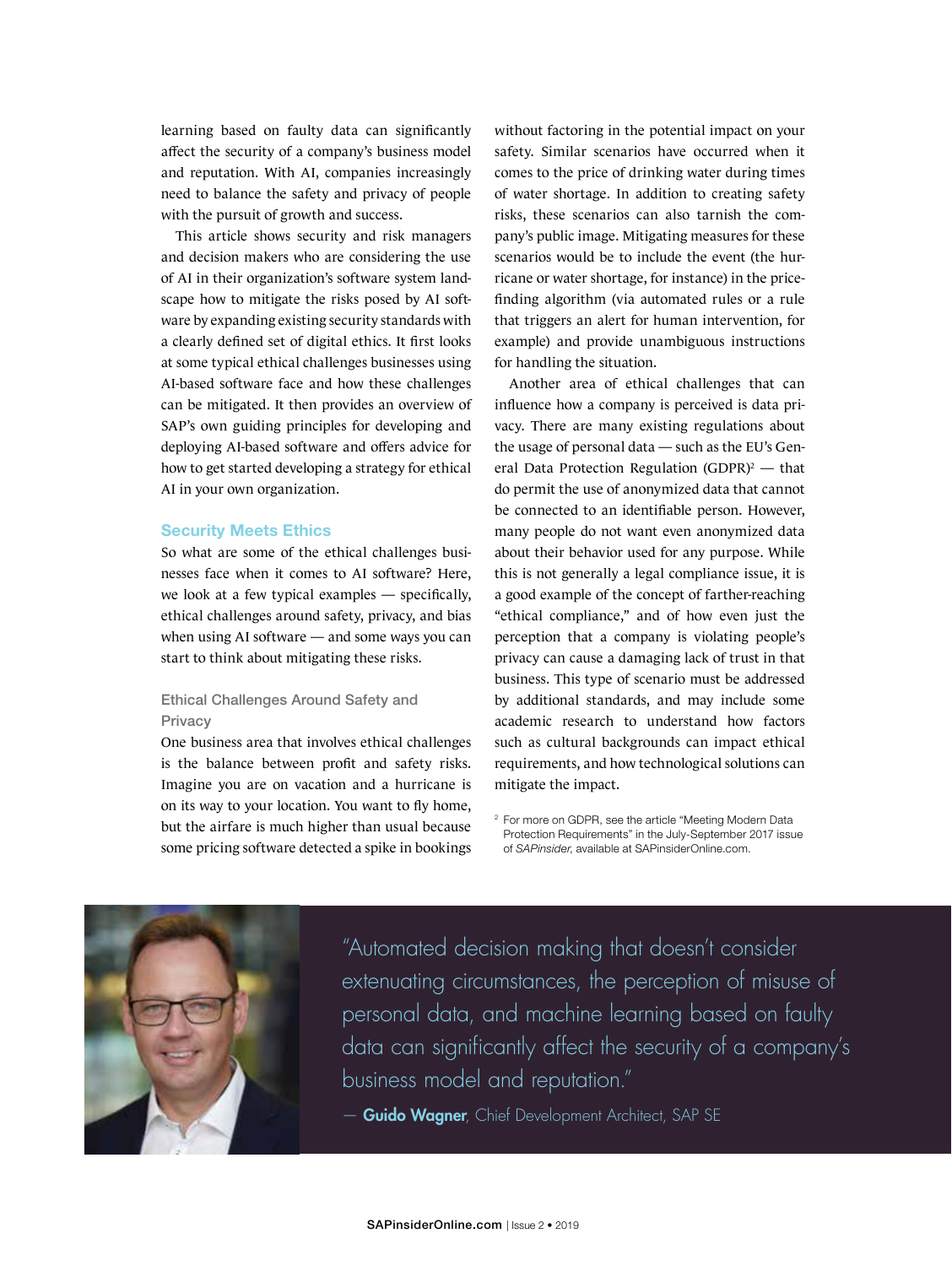learning based on faulty data can significantly affect the security of a company's business model and reputation. With AI, companies increasingly need to balance the safety and privacy of people with the pursuit of growth and success.

This article shows security and risk managers and decision makers who are considering the use of AI in their organization's software system landscape how to mitigate the risks posed by AI software by expanding existing security standards with a clearly defined set of digital ethics. It first looks at some typical ethical challenges businesses using AI-based software face and how these challenges can be mitigated. It then provides an overview of SAP's own guiding principles for developing and deploying AI-based software and offers advice for how to get started developing a strategy for ethical AI in your own organization.

## Security Meets Ethics

So what are some of the ethical challenges businesses face when it comes to AI software? Here, we look at a few typical examples — specifically, ethical challenges around safety, privacy, and bias when using AI software — and some ways you can start to think about mitigating these risks.

### Ethical Challenges Around Safety and Privacy

One business area that involves ethical challenges is the balance between profit and safety risks. Imagine you are on vacation and a hurricane is on its way to your location. You want to fly home, but the airfare is much higher than usual because some pricing software detected a spike in bookings without factoring in the potential impact on your safety. Similar scenarios have occurred when it comes to the price of drinking water during times of water shortage. In addition to creating safety risks, these scenarios can also tarnish the company's public image. Mitigating measures for these scenarios would be to include the event (the hurricane or water shortage, for instance) in the price-finding algorithm (via automated rules or a rule that triggers an alert for human intervention, for example) and provide unambiguous instructions for handling the situation.

Another area of ethical challenges that can influence how a company is perceived is data privacy. There are many existing regulations about the usage of personal data — such as the EU's General Data Protection Regulation (GDPR)[2] — that do permit the use of anonymized data that cannot be connected to an identifiable person. However, many people do not want even anonymized data about their behavior used for any purpose. While this is not generally a legal compliance issue, it is a good example of the concept of farther-reaching "ethical compliance," and of how even just the perception that a company is violating people's privacy can cause a damaging lack of trust in that business. This type of scenario must be addressed by additional standards, and may include some academic research to understand how factors such as cultural backgrounds can impact ethical requirements, and how technological solutions can mitigate the impact.

[2] For more on GDPR, see the article "Meeting Modern Data Protection Requirements" in the July-September 2017 issue of *SAPinsider*, available at SAPinsiderOnline.com.

> "Automated decision making that doesn't consider extenuating circumstances, the perception of misuse of personal data, and machine learning based on faulty data can significantly affect the security of a company's business model and reputation."
>
> — **Guido Wagner**, Chief Development Architect, SAP SE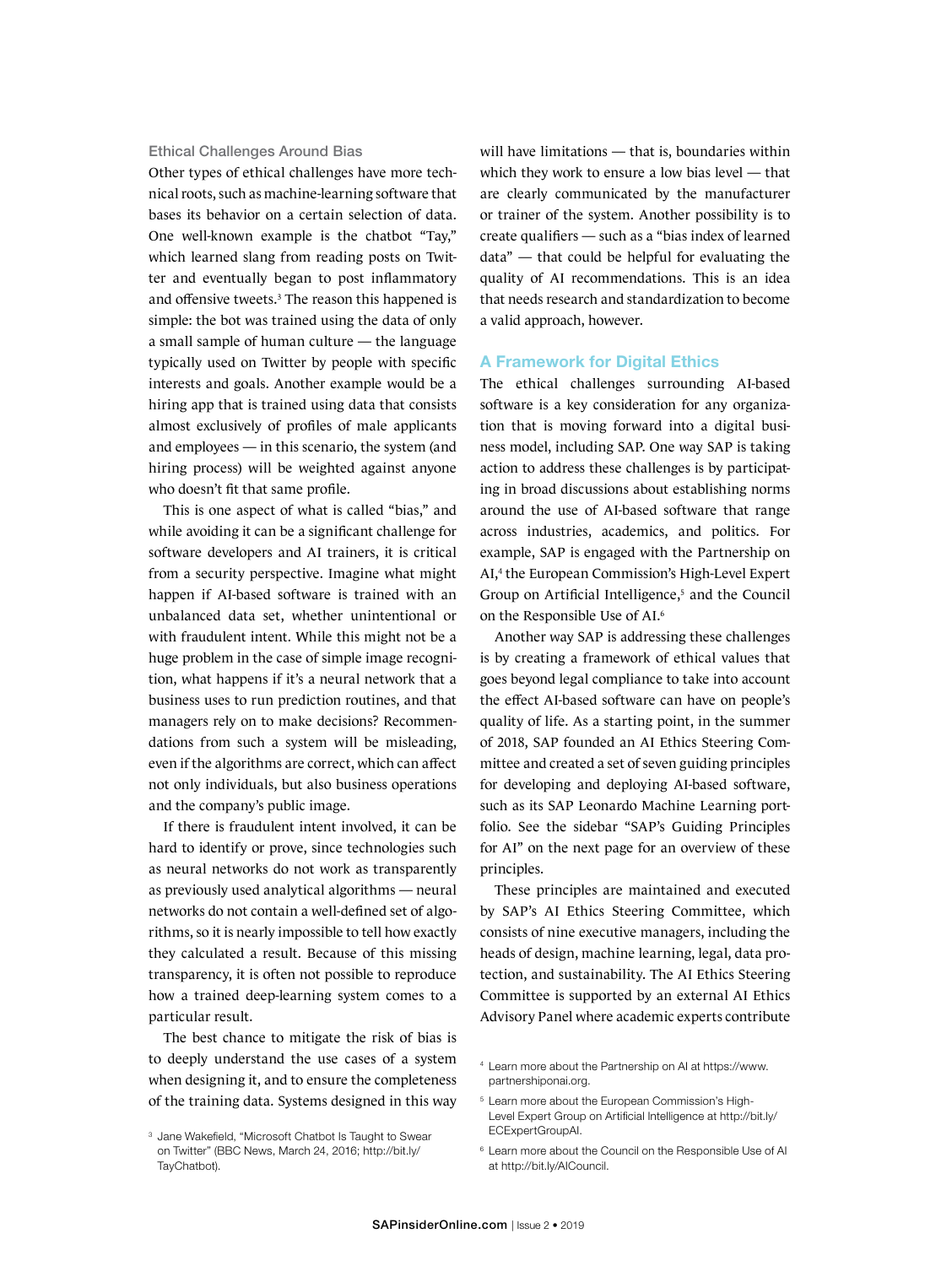### Ethical Challenges Around Bias

Other types of ethical challenges have more technical roots, such as machine-learning software that bases its behavior on a certain selection of data. One well-known example is the chatbot "Tay," which learned slang from reading posts on Twitter and eventually began to post inflammatory and offensive tweets.[3] The reason this happened is simple: the bot was trained using the data of only a small sample of human culture — the language typically used on Twitter by people with specific interests and goals. Another example would be a hiring app that is trained using data that consists almost exclusively of profiles of male applicants and employees — in this scenario, the system (and hiring process) will be weighted against anyone who doesn't fit that same profile.

This is one aspect of what is called "bias," and while avoiding it can be a significant challenge for software developers and AI trainers, it is critical from a security perspective. Imagine what might happen if AI-based software is trained with an unbalanced data set, whether unintentional or with fraudulent intent. While this might not be a huge problem in the case of simple image recognition, what happens if it's a neural network that a business uses to run prediction routines, and that managers rely on to make decisions? Recommendations from such a system will be misleading, even if the algorithms are correct, which can affect not only individuals, but also business operations and the company's public image.

If there is fraudulent intent involved, it can be hard to identify or prove, since technologies such as neural networks do not work as transparently as previously used analytical algorithms — neural networks do not contain a well-defined set of algorithms, so it is nearly impossible to tell how exactly they calculated a result. Because of this missing transparency, it is often not possible to reproduce how a trained deep-learning system comes to a particular result.

The best chance to mitigate the risk of bias is to deeply understand the use cases of a system when designing it, and to ensure the completeness of the training data. Systems designed in this way will have limitations — that is, boundaries within which they work to ensure a low bias level — that are clearly communicated by the manufacturer or trainer of the system. Another possibility is to create qualifiers — such as a "bias index of learned data" — that could be helpful for evaluating the quality of AI recommendations. This is an idea that needs research and standardization to become a valid approach, however.

## A Framework for Digital Ethics

The ethical challenges surrounding AI-based software is a key consideration for any organization that is moving forward into a digital business model, including SAP. One way SAP is taking action to address these challenges is by participating in broad discussions about establishing norms around the use of AI-based software that range across industries, academics, and politics. For example, SAP is engaged with the Partnership on AI,[4] the European Commission's High-Level Expert Group on Artificial Intelligence,[5] and the Council on the Responsible Use of AI.[6]

Another way SAP is addressing these challenges is by creating a framework of ethical values that goes beyond legal compliance to take into account the effect AI-based software can have on people's quality of life. As a starting point, in the summer of 2018, SAP founded an AI Ethics Steering Committee and created a set of seven guiding principles for developing and deploying AI-based software, such as its SAP Leonardo Machine Learning portfolio. See the sidebar "SAP's Guiding Principles for AI" on the next page for an overview of these principles.

These principles are maintained and executed by SAP's AI Ethics Steering Committee, which consists of nine executive managers, including the heads of design, machine learning, legal, data protection, and sustainability. The AI Ethics Steering Committee is supported by an external AI Ethics Advisory Panel where academic experts contribute

---

[3] Jane Wakefield, "Microsoft Chatbot Is Taught to Swear on Twitter" (BBC News, March 24, 2016; http://bit.ly/TayChatbot).

[4] Learn more about the Partnership on AI at https://www.partnershiponai.org.

[5] Learn more about the European Commission's High-Level Expert Group on Artificial Intelligence at http://bit.ly/ECExpertGroupAI.

[6] Learn more about the Council on the Responsible Use of AI at http://bit.ly/AICouncil.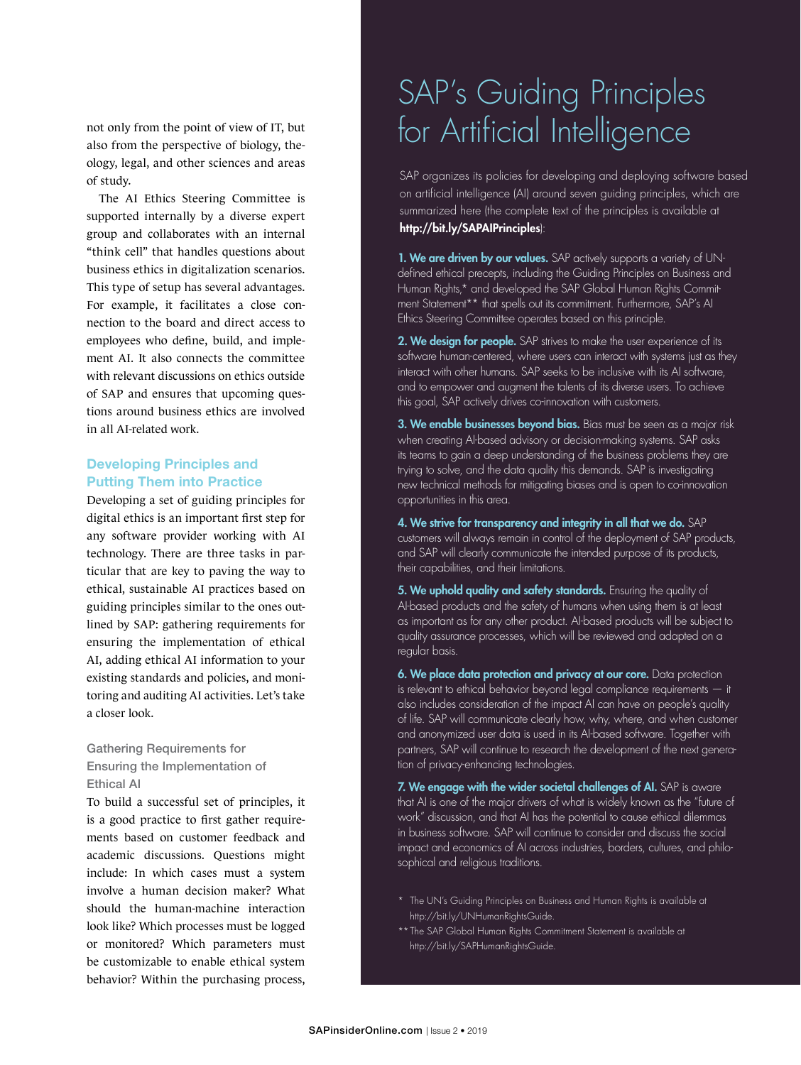not only from the point of view of IT, but also from the perspective of biology, theology, legal, and other sciences and areas of study.

The AI Ethics Steering Committee is supported internally by a diverse expert group and collaborates with an internal "think cell" that handles questions about business ethics in digitalization scenarios. This type of setup has several advantages. For example, it facilitates a close connection to the board and direct access to employees who define, build, and implement AI. It also connects the committee with relevant discussions on ethics outside of SAP and ensures that upcoming questions around business ethics are involved in all AI-related work.

## Developing Principles and Putting Them into Practice

Developing a set of guiding principles for digital ethics is an important first step for any software provider working with AI technology. There are three tasks in particular that are key to paving the way to ethical, sustainable AI practices based on guiding principles similar to the ones outlined by SAP: gathering requirements for ensuring the implementation of ethical AI, adding ethical AI information to your existing standards and policies, and monitoring and auditing AI activities. Let's take a closer look.

### Gathering Requirements for Ensuring the Implementation of Ethical AI

To build a successful set of principles, it is a good practice to first gather requirements based on customer feedback and academic discussions. Questions might include: In which cases must a system involve a human decision maker? What should the human-machine interaction look like? Which processes must be logged or monitored? Which parameters must be customizable to enable ethical system behavior? Within the purchasing process,

## SAP's Guiding Principles for Artificial Intelligence

SAP organizes its policies for developing and deploying software based on artificial intelligence (AI) around seven guiding principles, which are summarized here (the complete text of the principles is available at **http://bit.ly/SAPAIPrinciples**):

**1. We are driven by our values.** SAP actively supports a variety of UN-defined ethical precepts, including the Guiding Principles on Business and Human Rights,* and developed the SAP Global Human Rights Commitment Statement** that spells out its commitment. Furthermore, SAP's AI Ethics Steering Committee operates based on this principle.

**2. We design for people.** SAP strives to make the user experience of its software human-centered, where users can interact with systems just as they interact with other humans. SAP seeks to be inclusive with its AI software, and to empower and augment the talents of its diverse users. To achieve this goal, SAP actively drives co-innovation with customers.

**3. We enable businesses beyond bias.** Bias must be seen as a major risk when creating AI-based advisory or decision-making systems. SAP asks its teams to gain a deep understanding of the business problems they are trying to solve, and the data quality this demands. SAP is investigating new technical methods for mitigating biases and is open to co-innovation opportunities in this area.

**4. We strive for transparency and integrity in all that we do.** SAP customers will always remain in control of the deployment of SAP products, and SAP will clearly communicate the intended purpose of its products, their capabilities, and their limitations.

**5. We uphold quality and safety standards.** Ensuring the quality of AI-based products and the safety of humans when using them is at least as important as for any other product. AI-based products will be subject to quality assurance processes, which will be reviewed and adapted on a regular basis.

**6. We place data protection and privacy at our core.** Data protection is relevant to ethical behavior beyond legal compliance requirements — it also includes consideration of the impact AI can have on people's quality of life. SAP will communicate clearly how, why, where, and when customer and anonymized user data is used in its AI-based software. Together with partners, SAP will continue to research the development of the next generation of privacy-enhancing technologies.

**7. We engage with the wider societal challenges of AI.** SAP is aware that AI is one of the major drivers of what is widely known as the "future of work" discussion, and that AI has the potential to cause ethical dilemmas in business software. SAP will continue to consider and discuss the social impact and economics of AI across industries, borders, cultures, and philosophical and religious traditions.

\* The UN's Guiding Principles on Business and Human Rights is available at http://bit.ly/UNHumanRightsGuide.

\*\* The SAP Global Human Rights Commitment Statement is available at http://bit.ly/SAPHumanRightsGuide.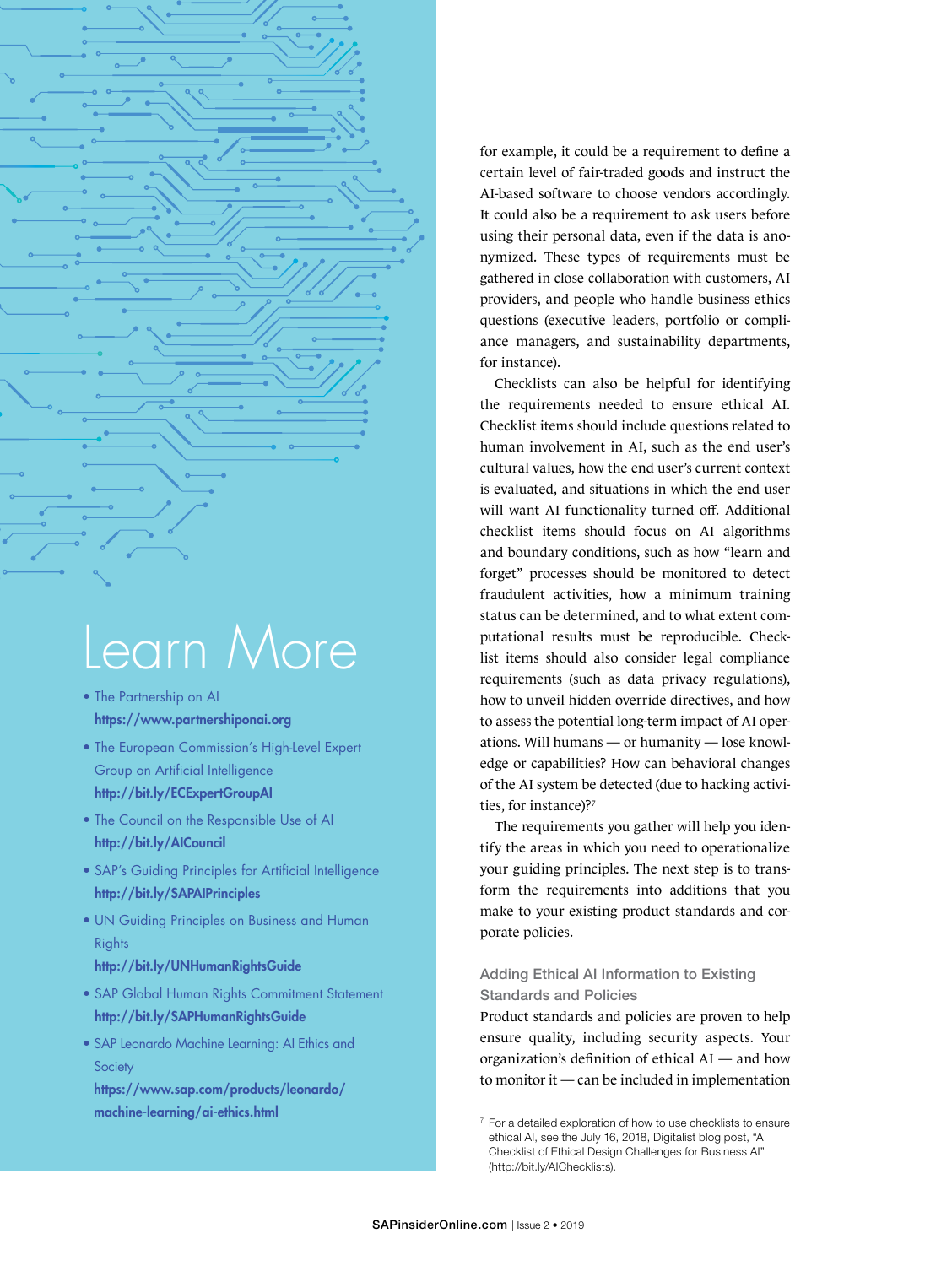for example, it could be a requirement to define a certain level of fair-traded goods and instruct the AI-based software to choose vendors accordingly. It could also be a requirement to ask users before using their personal data, even if the data is anonymized. These types of requirements must be gathered in close collaboration with customers, AI providers, and people who handle business ethics questions (executive leaders, portfolio or compliance managers, and sustainability departments, for instance).

Checklists can also be helpful for identifying the requirements needed to ensure ethical AI. Checklist items should include questions related to human involvement in AI, such as the end user's cultural values, how the end user's current context is evaluated, and situations in which the end user will want AI functionality turned off. Additional checklist items should focus on AI algorithms and boundary conditions, such as how "learn and forget" processes should be monitored to detect fraudulent activities, how a minimum training status can be determined, and to what extent computational results must be reproducible. Checklist items should also consider legal compliance requirements (such as data privacy regulations), how to unveil hidden override directives, and how to assess the potential long-term impact of AI operations. Will humans — or humanity — lose knowledge or capabilities? How can behavioral changes of the AI system be detected (due to hacking activities, for instance)?[7]

The requirements you gather will help you identify the areas in which you need to operationalize your guiding principles. The next step is to transform the requirements into additions that you make to your existing product standards and corporate policies.

### Adding Ethical AI Information to Existing Standards and Policies

Product standards and policies are proven to help ensure quality, including security aspects. Your organization's definition of ethical AI — and how to monitor it — can be included in implementation

[7] For a detailed exploration of how to use checklists to ensure ethical AI, see the July 16, 2018, Digitalist blog post, "A Checklist of Ethical Design Challenges for Business AI" (http://bit.ly/AIChecklists).

## Learn More

- The Partnership on AI
  **https://www.partnershiponai.org**
- The European Commission's High-Level Expert Group on Artificial Intelligence
  **http://bit.ly/ECExpertGroupAI**
- The Council on the Responsible Use of AI
  **http://bit.ly/AICouncil**
- SAP's Guiding Principles for Artificial Intelligence
  **http://bit.ly/SAPAIPrinciples**
- UN Guiding Principles on Business and Human Rights
  **http://bit.ly/UNHumanRightsGuide**
- SAP Global Human Rights Commitment Statement
  **http://bit.ly/SAPHumanRightsGuide**
- SAP Leonardo Machine Learning: AI Ethics and Society
  **https://www.sap.com/products/leonardo/machine-learning/ai-ethics.html**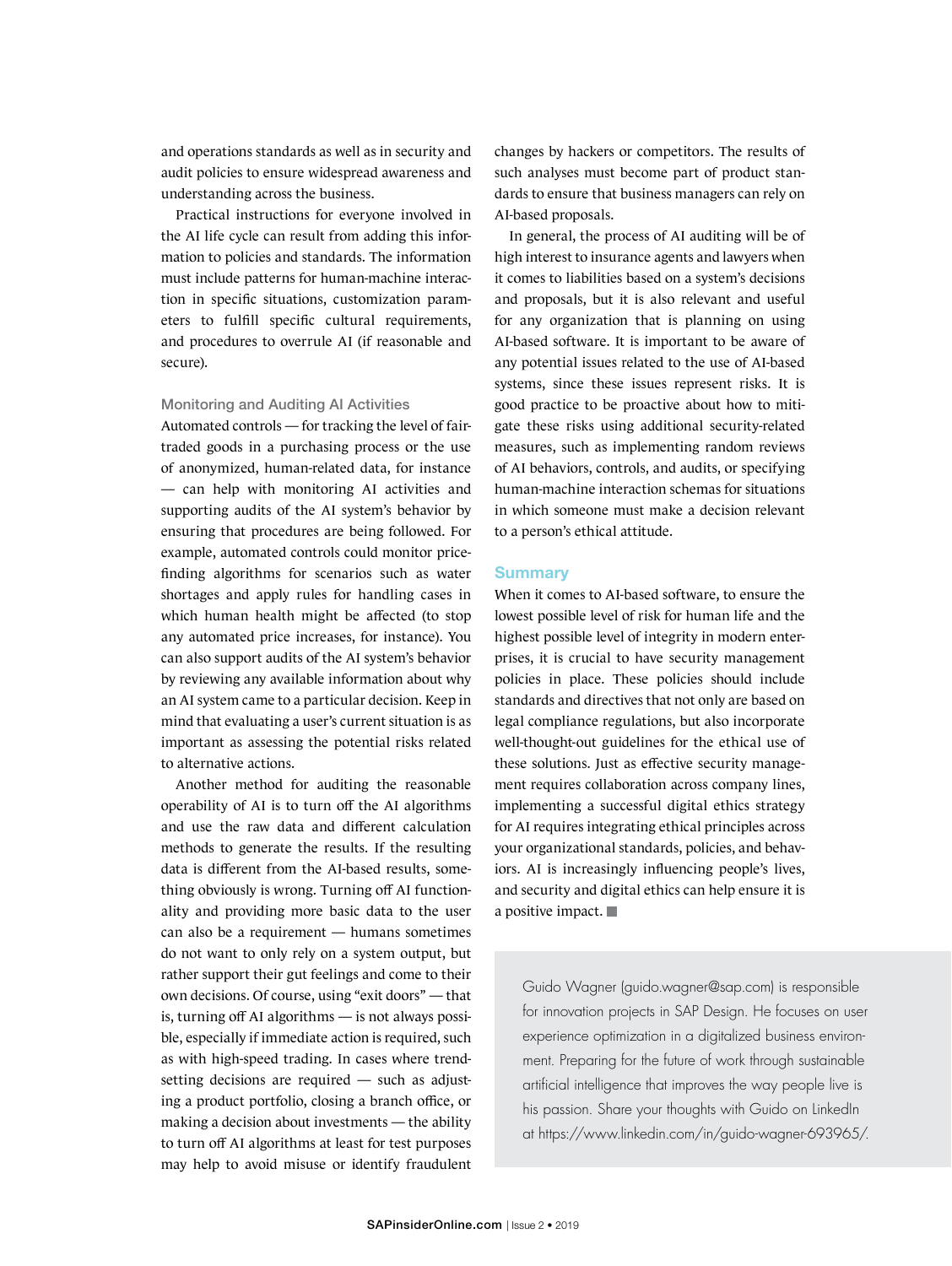and operations standards as well as in security and audit policies to ensure widespread awareness and understanding across the business.

Practical instructions for everyone involved in the AI life cycle can result from adding this information to policies and standards. The information must include patterns for human-machine interaction in specific situations, customization parameters to fulfill specific cultural requirements, and procedures to overrule AI (if reasonable and secure).

### Monitoring and Auditing AI Activities

Automated controls — for tracking the level of fair-traded goods in a purchasing process or the use of anonymized, human-related data, for instance — can help with monitoring AI activities and supporting audits of the AI system's behavior by ensuring that procedures are being followed. For example, automated controls could monitor price-finding algorithms for scenarios such as water shortages and apply rules for handling cases in which human health might be affected (to stop any automated price increases, for instance). You can also support audits of the AI system's behavior by reviewing any available information about why an AI system came to a particular decision. Keep in mind that evaluating a user's current situation is as important as assessing the potential risks related to alternative actions.

Another method for auditing the reasonable operability of AI is to turn off the AI algorithms and use the raw data and different calculation methods to generate the results. If the resulting data is different from the AI-based results, something obviously is wrong. Turning off AI functionality and providing more basic data to the user can also be a requirement — humans sometimes do not want to only rely on a system output, but rather support their gut feelings and come to their own decisions. Of course, using "exit doors" — that is, turning off AI algorithms — is not always possible, especially if immediate action is required, such as with high-speed trading. In cases where trend-setting decisions are required — such as adjusting a product portfolio, closing a branch office, or making a decision about investments — the ability to turn off AI algorithms at least for test purposes may help to avoid misuse or identify fraudulent changes by hackers or competitors. The results of such analyses must become part of product standards to ensure that business managers can rely on AI-based proposals.

In general, the process of AI auditing will be of high interest to insurance agents and lawyers when it comes to liabilities based on a system's decisions and proposals, but it is also relevant and useful for any organization that is planning on using AI-based software. It is important to be aware of any potential issues related to the use of AI-based systems, since these issues represent risks. It is good practice to be proactive about how to mitigate these risks using additional security-related measures, such as implementing random reviews of AI behaviors, controls, and audits, or specifying human-machine interaction schemas for situations in which someone must make a decision relevant to a person's ethical attitude.

## Summary

When it comes to AI-based software, to ensure the lowest possible level of risk for human life and the highest possible level of integrity in modern enterprises, it is crucial to have security management policies in place. These policies should include standards and directives that not only are based on legal compliance regulations, but also incorporate well-thought-out guidelines for the ethical use of these solutions. Just as effective security management requires collaboration across company lines, implementing a successful digital ethics strategy for AI requires integrating ethical principles across your organizational standards, policies, and behaviors. AI is increasingly influencing people's lives, and security and digital ethics can help ensure it is a positive impact. ■

Guido Wagner (guido.wagner@sap.com) is responsible for innovation projects in SAP Design. He focuses on user experience optimization in a digitalized business environment. Preparing for the future of work through sustainable artificial intelligence that improves the way people live is his passion. Share your thoughts with Guido on LinkedIn at https://www.linkedin.com/in/guido-wagner-693965/.